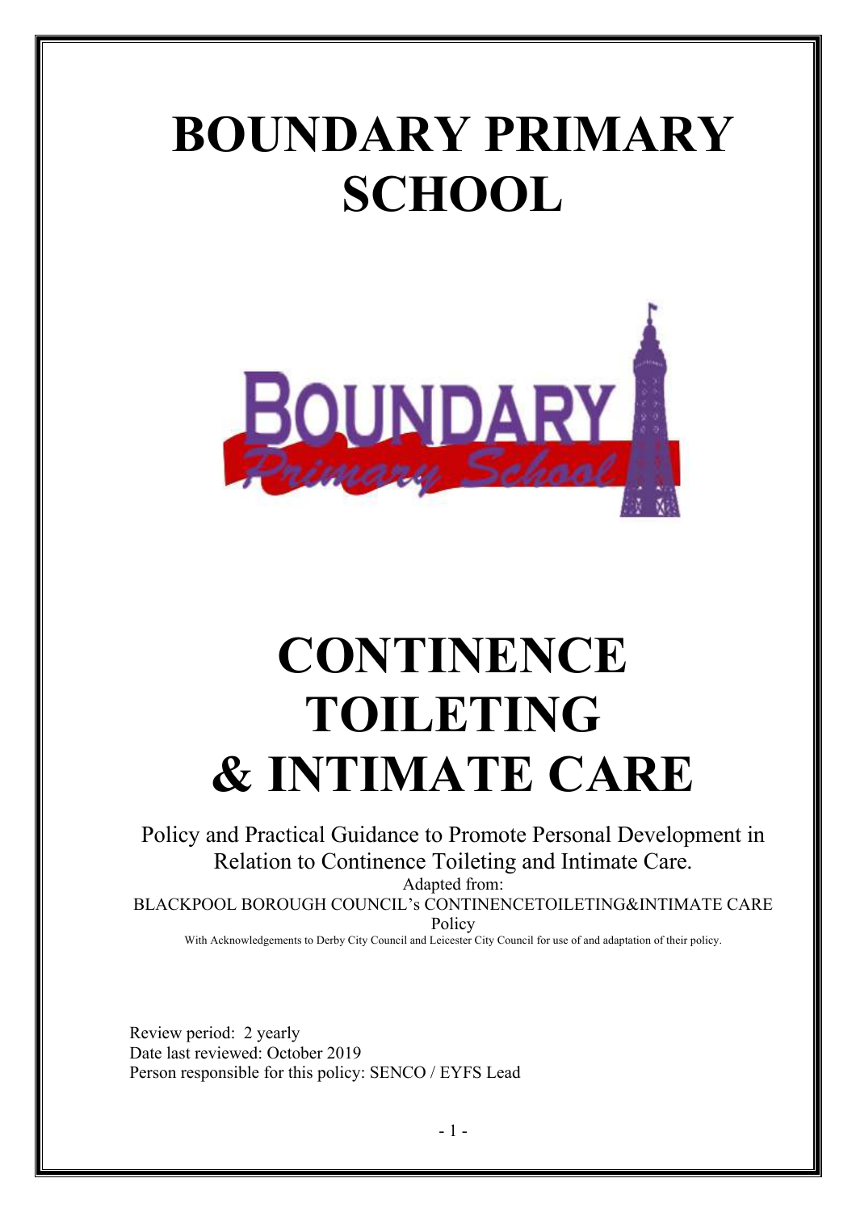# BOUNDARY PRIMARY SCHOOL

# CONTINENCE TOILETING & INTIMATE CARE

Policy and Practical Guidance to Promote Personal Development in Relation to Continence Toileting and Intimate Care.

Adapted from:

BLACKPOOL BOROUGH COUNCIL's CONTINENCETOILETING&INTIMATE CARE Policy

With Acknowledgements to Derby City Council and Leicester City Council for use of and adaptation of their policy.

Review period: 2 yearly
Date last reviewed: October 2019
Person responsible for this policy: SENCO / EYFS Lead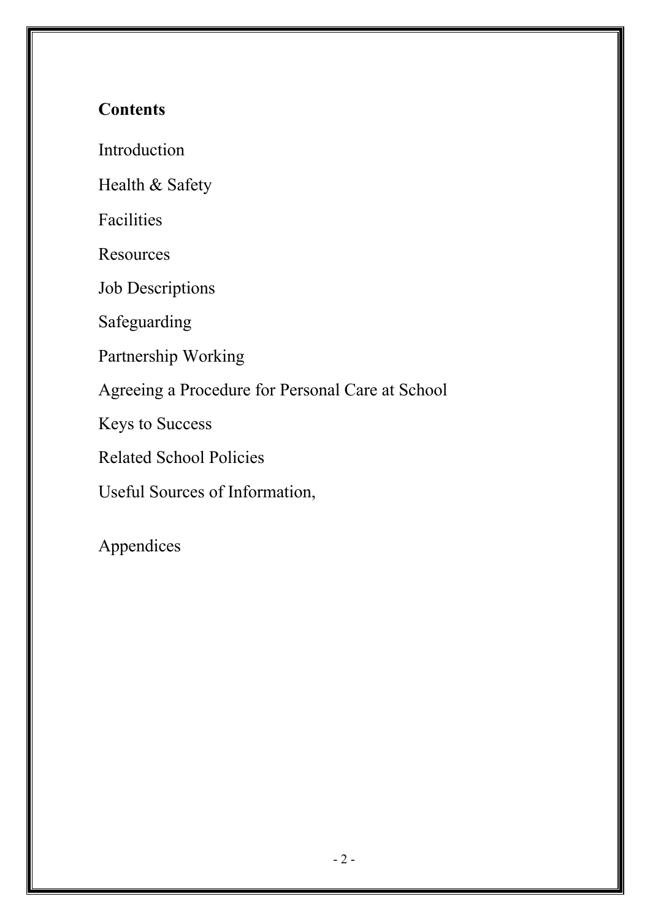## Contents

Introduction

Health & Safety

Facilities

Resources

Job Descriptions

Safeguarding

Partnership Working

Agreeing a Procedure for Personal Care at School

Keys to Success

Related School Policies

Useful Sources of Information,

Appendices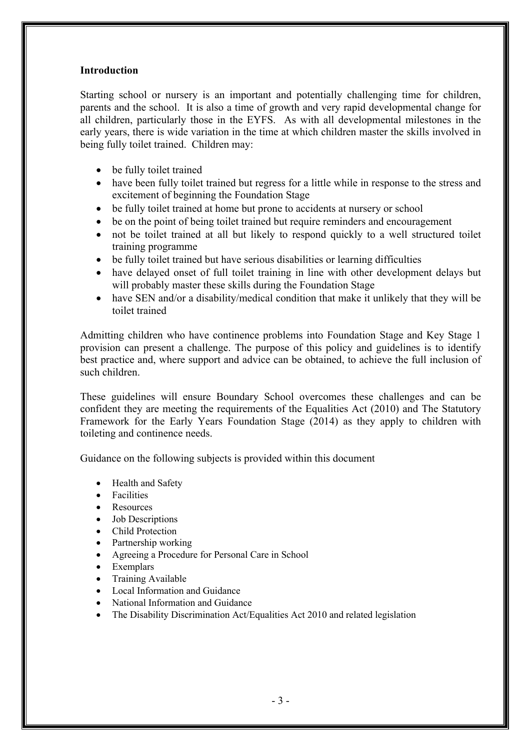## Introduction

Starting school or nursery is an important and potentially challenging time for children, parents and the school. It is also a time of growth and very rapid developmental change for all children, particularly those in the EYFS. As with all developmental milestones in the early years, there is wide variation in the time at which children master the skills involved in being fully toilet trained. Children may:

- be fully toilet trained
- have been fully toilet trained but regress for a little while in response to the stress and excitement of beginning the Foundation Stage
- be fully toilet trained at home but prone to accidents at nursery or school
- be on the point of being toilet trained but require reminders and encouragement
- not be toilet trained at all but likely to respond quickly to a well structured toilet training programme
- be fully toilet trained but have serious disabilities or learning difficulties
- have delayed onset of full toilet training in line with other development delays but will probably master these skills during the Foundation Stage
- have SEN and/or a disability/medical condition that make it unlikely that they will be toilet trained

Admitting children who have continence problems into Foundation Stage and Key Stage 1 provision can present a challenge. The purpose of this policy and guidelines is to identify best practice and, where support and advice can be obtained, to achieve the full inclusion of such children.

These guidelines will ensure Boundary School overcomes these challenges and can be confident they are meeting the requirements of the Equalities Act (2010) and The Statutory Framework for the Early Years Foundation Stage (2014) as they apply to children with toileting and continence needs.

Guidance on the following subjects is provided within this document

- Health and Safety
- Facilities
- Resources
- Job Descriptions
- Child Protection
- Partnership working
- Agreeing a Procedure for Personal Care in School
- Exemplars
- Training Available
- Local Information and Guidance
- National Information and Guidance
- The Disability Discrimination Act/Equalities Act 2010 and related legislation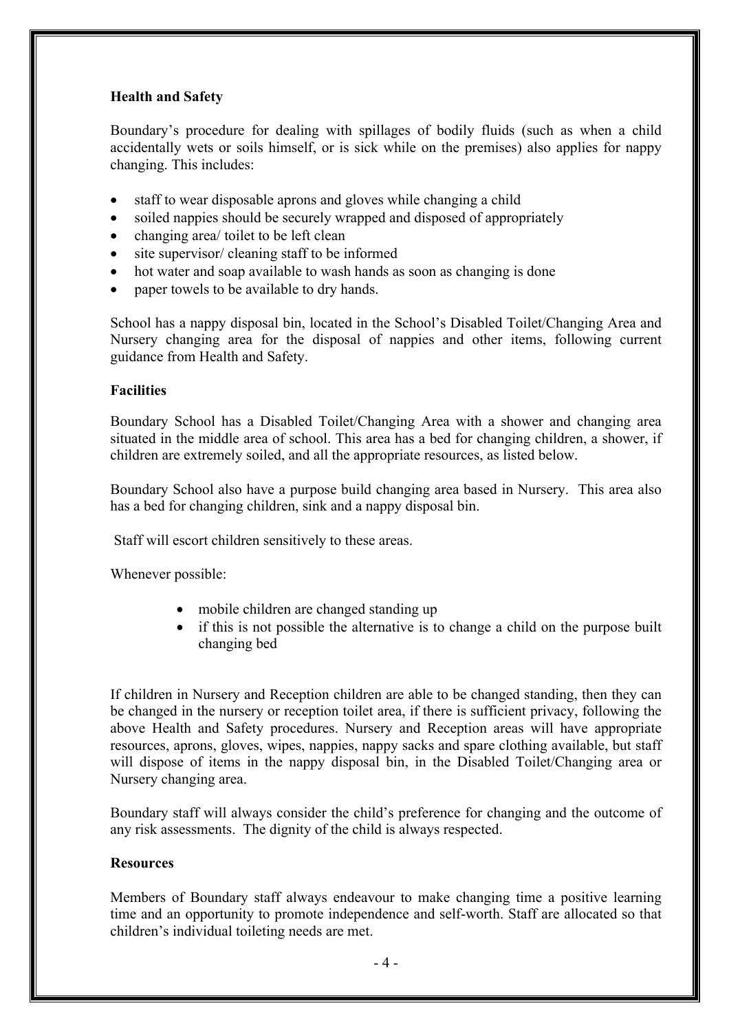**Health and Safety**

Boundary's procedure for dealing with spillages of bodily fluids (such as when a child accidentally wets or soils himself, or is sick while on the premises) also applies for nappy changing. This includes:

- staff to wear disposable aprons and gloves while changing a child
- soiled nappies should be securely wrapped and disposed of appropriately
- changing area/ toilet to be left clean
- site supervisor/ cleaning staff to be informed
- hot water and soap available to wash hands as soon as changing is done
- paper towels to be available to dry hands.

School has a nappy disposal bin, located in the School's Disabled Toilet/Changing Area and Nursery changing area for the disposal of nappies and other items, following current guidance from Health and Safety.

**Facilities**

Boundary School has a Disabled Toilet/Changing Area with a shower and changing area situated in the middle area of school. This area has a bed for changing children, a shower, if children are extremely soiled, and all the appropriate resources, as listed below.

Boundary School also have a purpose build changing area based in Nursery. This area also has a bed for changing children, sink and a nappy disposal bin.

Staff will escort children sensitively to these areas.

Whenever possible:

- mobile children are changed standing up
- if this is not possible the alternative is to change a child on the purpose built changing bed

If children in Nursery and Reception children are able to be changed standing, then they can be changed in the nursery or reception toilet area, if there is sufficient privacy, following the above Health and Safety procedures. Nursery and Reception areas will have appropriate resources, aprons, gloves, wipes, nappies, nappy sacks and spare clothing available, but staff will dispose of items in the nappy disposal bin, in the Disabled Toilet/Changing area or Nursery changing area.

Boundary staff will always consider the child's preference for changing and the outcome of any risk assessments. The dignity of the child is always respected.

**Resources**

Members of Boundary staff always endeavour to make changing time a positive learning time and an opportunity to promote independence and self-worth. Staff are allocated so that children's individual toileting needs are met.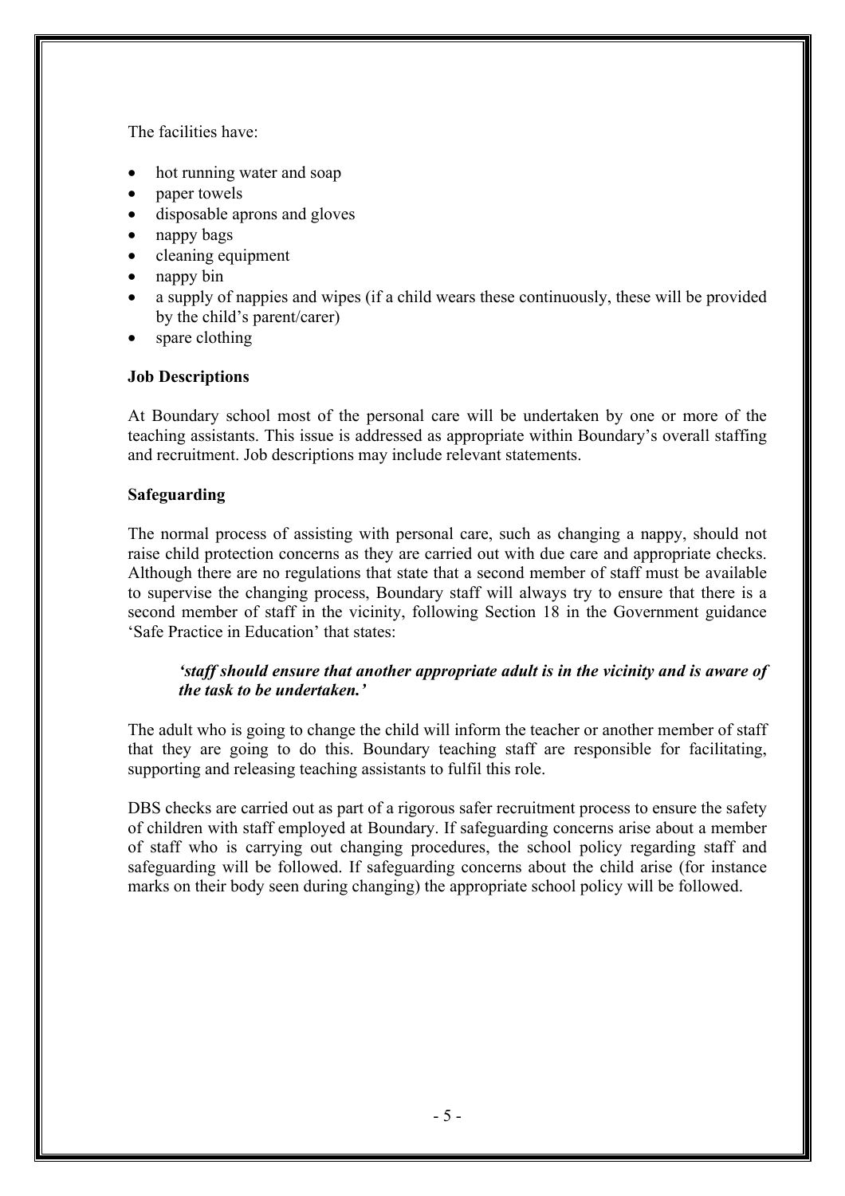The facilities have:

- hot running water and soap
- paper towels
- disposable aprons and gloves
- nappy bags
- cleaning equipment
- nappy bin
- a supply of nappies and wipes (if a child wears these continuously, these will be provided by the child's parent/carer)
- spare clothing

**Job Descriptions**

At Boundary school most of the personal care will be undertaken by one or more of the teaching assistants. This issue is addressed as appropriate within Boundary's overall staffing and recruitment. Job descriptions may include relevant statements.

**Safeguarding**

The normal process of assisting with personal care, such as changing a nappy, should not raise child protection concerns as they are carried out with due care and appropriate checks. Although there are no regulations that state that a second member of staff must be available to supervise the changing process, Boundary staff will always try to ensure that there is a second member of staff in the vicinity, following Section 18 in the Government guidance 'Safe Practice in Education' that states:

> ***'staff should ensure that another appropriate adult is in the vicinity and is aware of the task to be undertaken.'***

The adult who is going to change the child will inform the teacher or another member of staff that they are going to do this. Boundary teaching staff are responsible for facilitating, supporting and releasing teaching assistants to fulfil this role.

DBS checks are carried out as part of a rigorous safer recruitment process to ensure the safety of children with staff employed at Boundary. If safeguarding concerns arise about a member of staff who is carrying out changing procedures, the school policy regarding staff and safeguarding will be followed. If safeguarding concerns about the child arise (for instance marks on their body seen during changing) the appropriate school policy will be followed.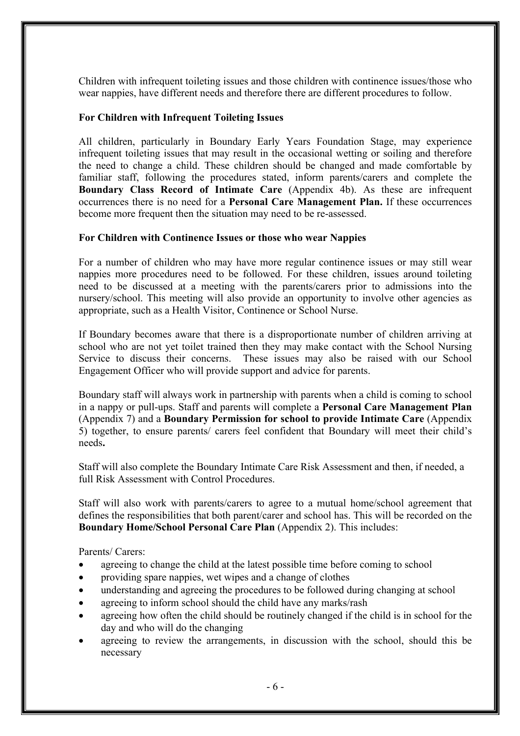Children with infrequent toileting issues and those children with continence issues/those who wear nappies, have different needs and therefore there are different procedures to follow.

**For Children with Infrequent Toileting Issues**

All children, particularly in Boundary Early Years Foundation Stage, may experience infrequent toileting issues that may result in the occasional wetting or soiling and therefore the need to change a child. These children should be changed and made comfortable by familiar staff, following the procedures stated, inform parents/carers and complete the **Boundary Class Record of Intimate Care** (Appendix 4b). As these are infrequent occurrences there is no need for a **Personal Care Management Plan.** If these occurrences become more frequent then the situation may need to be re-assessed.

**For Children with Continence Issues or those who wear Nappies**

For a number of children who may have more regular continence issues or may still wear nappies more procedures need to be followed. For these children, issues around toileting need to be discussed at a meeting with the parents/carers prior to admissions into the nursery/school. This meeting will also provide an opportunity to involve other agencies as appropriate, such as a Health Visitor, Continence or School Nurse.

If Boundary becomes aware that there is a disproportionate number of children arriving at school who are not yet toilet trained then they may make contact with the School Nursing Service to discuss their concerns. These issues may also be raised with our School Engagement Officer who will provide support and advice for parents.

Boundary staff will always work in partnership with parents when a child is coming to school in a nappy or pull-ups. Staff and parents will complete a **Personal Care Management Plan** (Appendix 7) and a **Boundary Permission for school to provide Intimate Care** (Appendix 5) together, to ensure parents/ carers feel confident that Boundary will meet their child's needs**.**

Staff will also complete the Boundary Intimate Care Risk Assessment and then, if needed, a full Risk Assessment with Control Procedures.

Staff will also work with parents/carers to agree to a mutual home/school agreement that defines the responsibilities that both parent/carer and school has. This will be recorded on the **Boundary Home/School Personal Care Plan** (Appendix 2). This includes:

Parents/ Carers:

- agreeing to change the child at the latest possible time before coming to school
- providing spare nappies, wet wipes and a change of clothes
- understanding and agreeing the procedures to be followed during changing at school
- agreeing to inform school should the child have any marks/rash
- agreeing how often the child should be routinely changed if the child is in school for the day and who will do the changing
- agreeing to review the arrangements, in discussion with the school, should this be necessary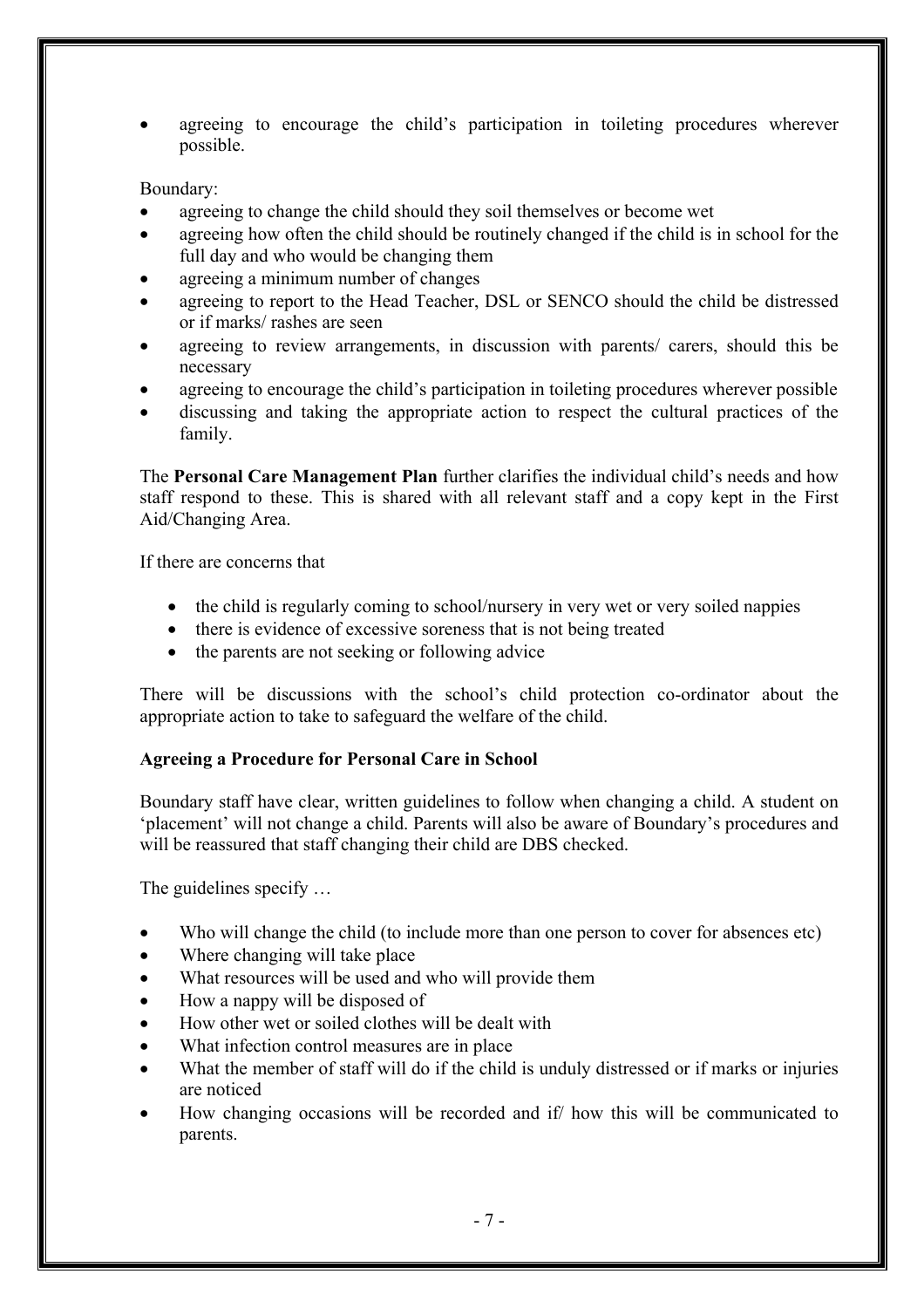- agreeing to encourage the child's participation in toileting procedures wherever possible.

Boundary:

- agreeing to change the child should they soil themselves or become wet
- agreeing how often the child should be routinely changed if the child is in school for the full day and who would be changing them
- agreeing a minimum number of changes
- agreeing to report to the Head Teacher, DSL or SENCO should the child be distressed or if marks/ rashes are seen
- agreeing to review arrangements, in discussion with parents/ carers, should this be necessary
- agreeing to encourage the child's participation in toileting procedures wherever possible
- discussing and taking the appropriate action to respect the cultural practices of the family.

The **Personal Care Management Plan** further clarifies the individual child's needs and how staff respond to these. This is shared with all relevant staff and a copy kept in the First Aid/Changing Area.

If there are concerns that

- the child is regularly coming to school/nursery in very wet or very soiled nappies
- there is evidence of excessive soreness that is not being treated
- the parents are not seeking or following advice

There will be discussions with the school's child protection co-ordinator about the appropriate action to take to safeguard the welfare of the child.

**Agreeing a Procedure for Personal Care in School**

Boundary staff have clear, written guidelines to follow when changing a child. A student on 'placement' will not change a child. Parents will also be aware of Boundary's procedures and will be reassured that staff changing their child are DBS checked.

The guidelines specify …

- Who will change the child (to include more than one person to cover for absences etc)
- Where changing will take place
- What resources will be used and who will provide them
- How a nappy will be disposed of
- How other wet or soiled clothes will be dealt with
- What infection control measures are in place
- What the member of staff will do if the child is unduly distressed or if marks or injuries are noticed
- How changing occasions will be recorded and if/ how this will be communicated to parents.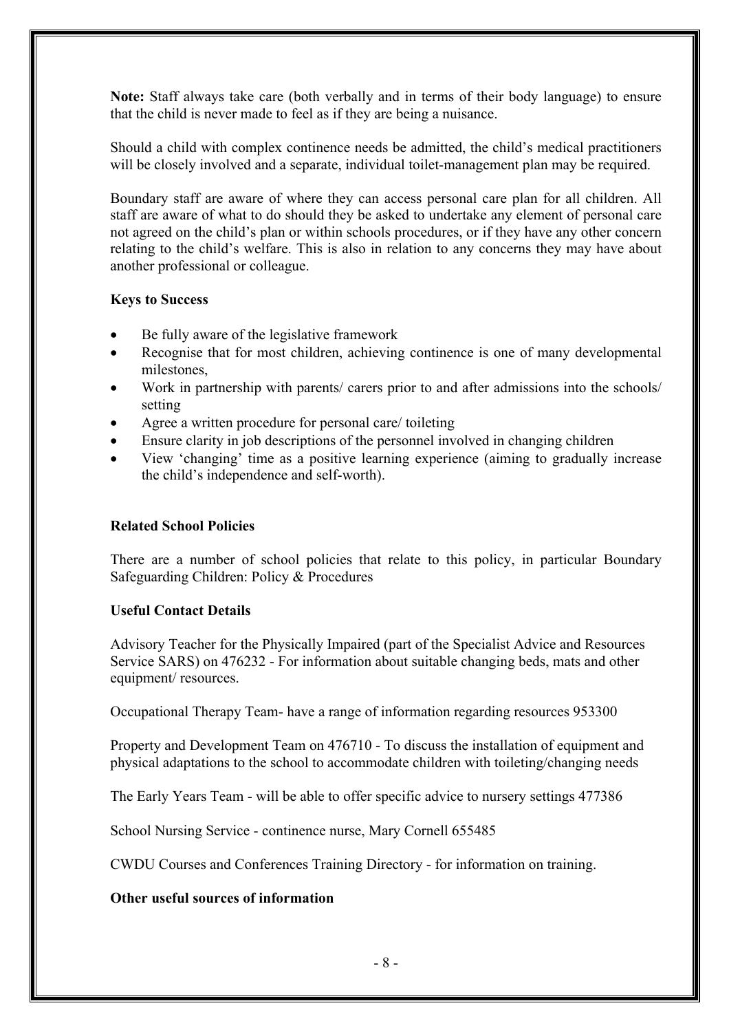**Note:** Staff always take care (both verbally and in terms of their body language) to ensure that the child is never made to feel as if they are being a nuisance.

Should a child with complex continence needs be admitted, the child's medical practitioners will be closely involved and a separate, individual toilet-management plan may be required.

Boundary staff are aware of where they can access personal care plan for all children. All staff are aware of what to do should they be asked to undertake any element of personal care not agreed on the child's plan or within schools procedures, or if they have any other concern relating to the child's welfare. This is also in relation to any concerns they may have about another professional or colleague.

**Keys to Success**

- Be fully aware of the legislative framework
- Recognise that for most children, achieving continence is one of many developmental milestones,
- Work in partnership with parents/ carers prior to and after admissions into the schools/ setting
- Agree a written procedure for personal care/ toileting
- Ensure clarity in job descriptions of the personnel involved in changing children
- View 'changing' time as a positive learning experience (aiming to gradually increase the child's independence and self-worth).

**Related School Policies**

There are a number of school policies that relate to this policy, in particular Boundary Safeguarding Children: Policy & Procedures

**Useful Contact Details**

Advisory Teacher for the Physically Impaired (part of the Specialist Advice and Resources Service SARS) on 476232 - For information about suitable changing beds, mats and other equipment/ resources.

Occupational Therapy Team- have a range of information regarding resources 953300

Property and Development Team on 476710 - To discuss the installation of equipment and physical adaptations to the school to accommodate children with toileting/changing needs

The Early Years Team - will be able to offer specific advice to nursery settings 477386

School Nursing Service - continence nurse, Mary Cornell 655485

CWDU Courses and Conferences Training Directory - for information on training.

**Other useful sources of information**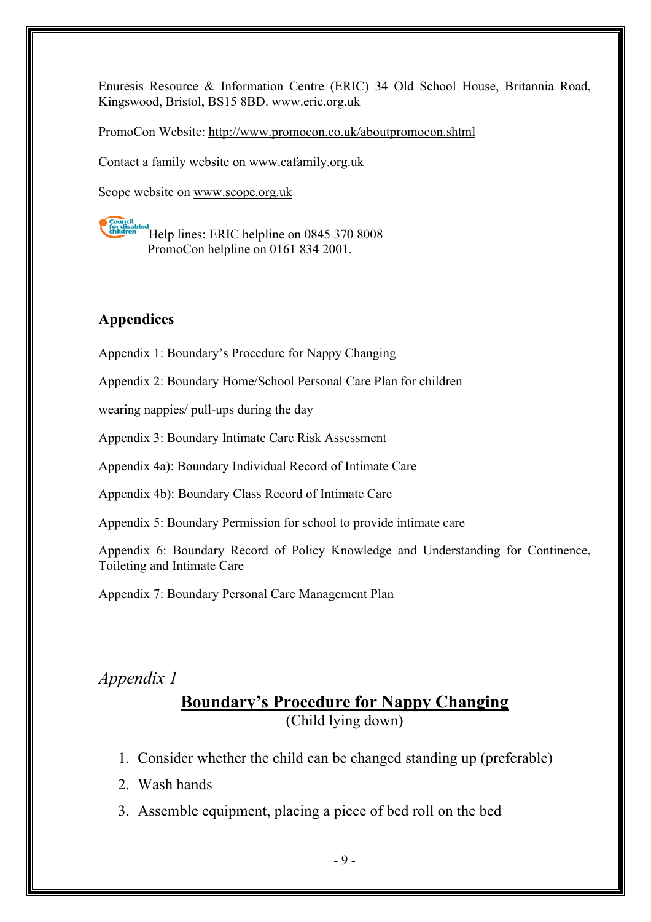Enuresis Resource & Information Centre (ERIC) 34 Old School House, Britannia Road, Kingswood, Bristol, BS15 8BD. www.eric.org.uk

PromoCon Website: http://www.promocon.co.uk/aboutpromocon.shtml

Contact a family website on www.cafamily.org.uk

Scope website on www.scope.org.uk

Council for disabled children

Help lines: ERIC helpline on 0845 370 8008
PromoCon helpline on 0161 834 2001.

## Appendices

Appendix 1: Boundary's Procedure for Nappy Changing

Appendix 2: Boundary Home/School Personal Care Plan for children

wearing nappies/ pull-ups during the day

Appendix 3: Boundary Intimate Care Risk Assessment

Appendix 4a): Boundary Individual Record of Intimate Care

Appendix 4b): Boundary Class Record of Intimate Care

Appendix 5: Boundary Permission for school to provide intimate care

Appendix 6: Boundary Record of Policy Knowledge and Understanding for Continence, Toileting and Intimate Care

Appendix 7: Boundary Personal Care Management Plan

*Appendix 1*

## Boundary's Procedure for Nappy Changing

(Child lying down)

1. Consider whether the child can be changed standing up (preferable)
2. Wash hands
3. Assemble equipment, placing a piece of bed roll on the bed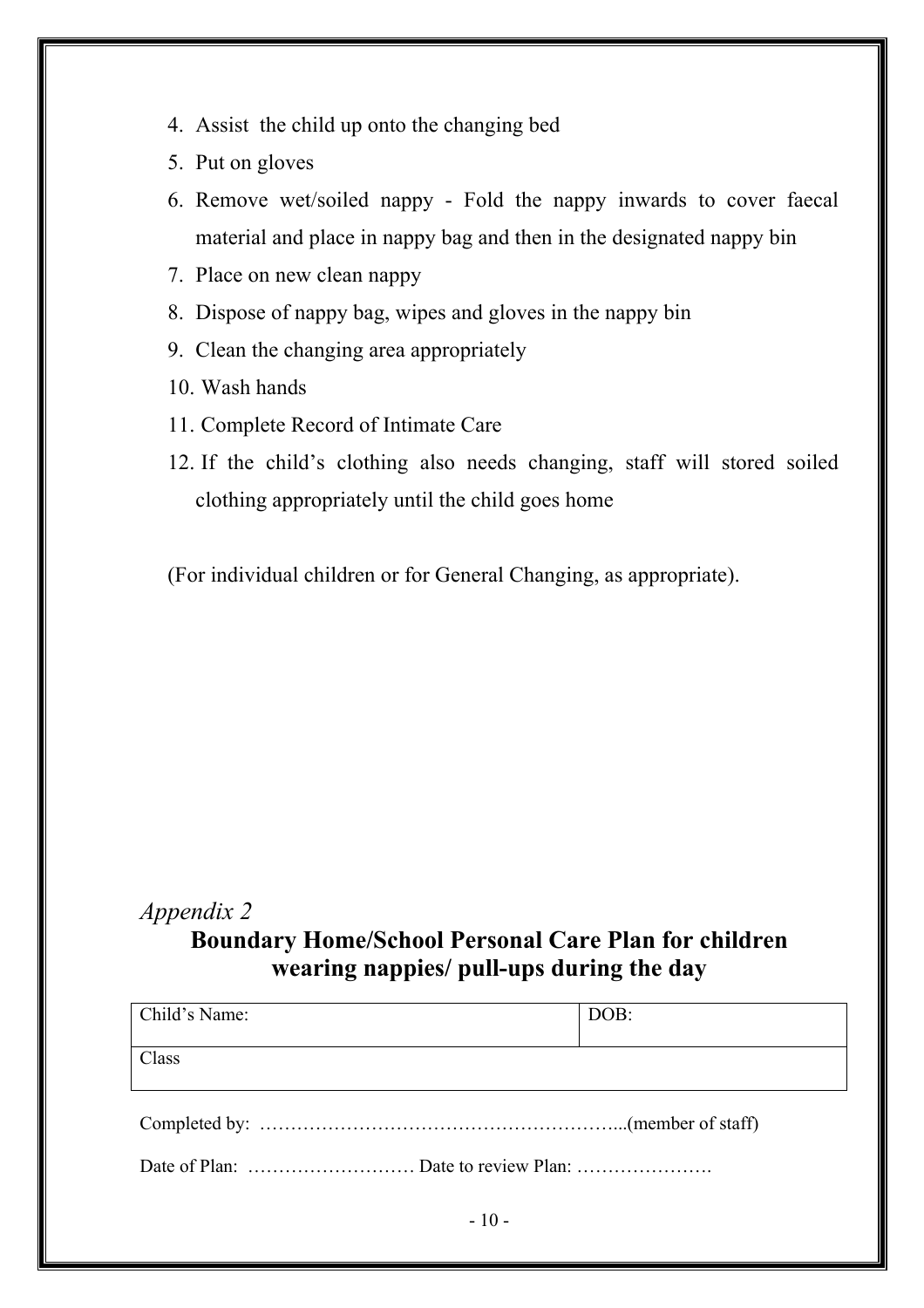4. Assist the child up onto the changing bed
5. Put on gloves
6. Remove wet/soiled nappy - Fold the nappy inwards to cover faecal material and place in nappy bag and then in the designated nappy bin
7. Place on new clean nappy
8. Dispose of nappy bag, wipes and gloves in the nappy bin
9. Clean the changing area appropriately
10. Wash hands
11. Complete Record of Intimate Care
12. If the child's clothing also needs changing, staff will stored soiled clothing appropriately until the child goes home

(For individual children or for General Changing, as appropriate).

*Appendix 2*

## Boundary Home/School Personal Care Plan for children wearing nappies/ pull-ups during the day

| Child's Name: | DOB: |
|---|---|
| Class | |

Completed by: …………………………………………………...(member of staff)

Date of Plan: ……………………… Date to review Plan: ………………….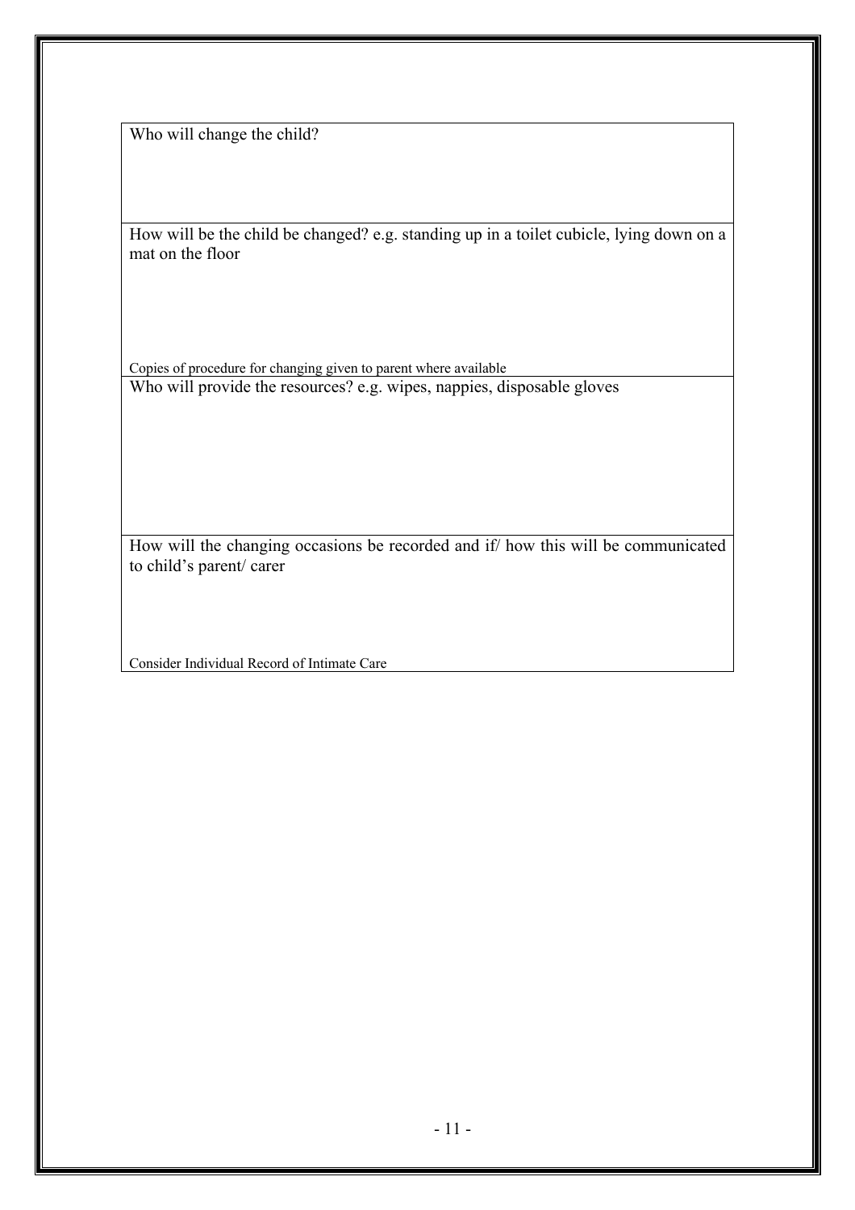| Who will change the child? |
| --- |
| How will be the child be changed? e.g. standing up in a toilet cubicle, lying down on a mat on the floor<br><br>Copies of procedure for changing given to parent where available |
| Who will provide the resources? e.g. wipes, nappies, disposable gloves |
| How will the changing occasions be recorded and if/ how this will be communicated to child's parent/ carer<br><br>Consider Individual Record of Intimate Care |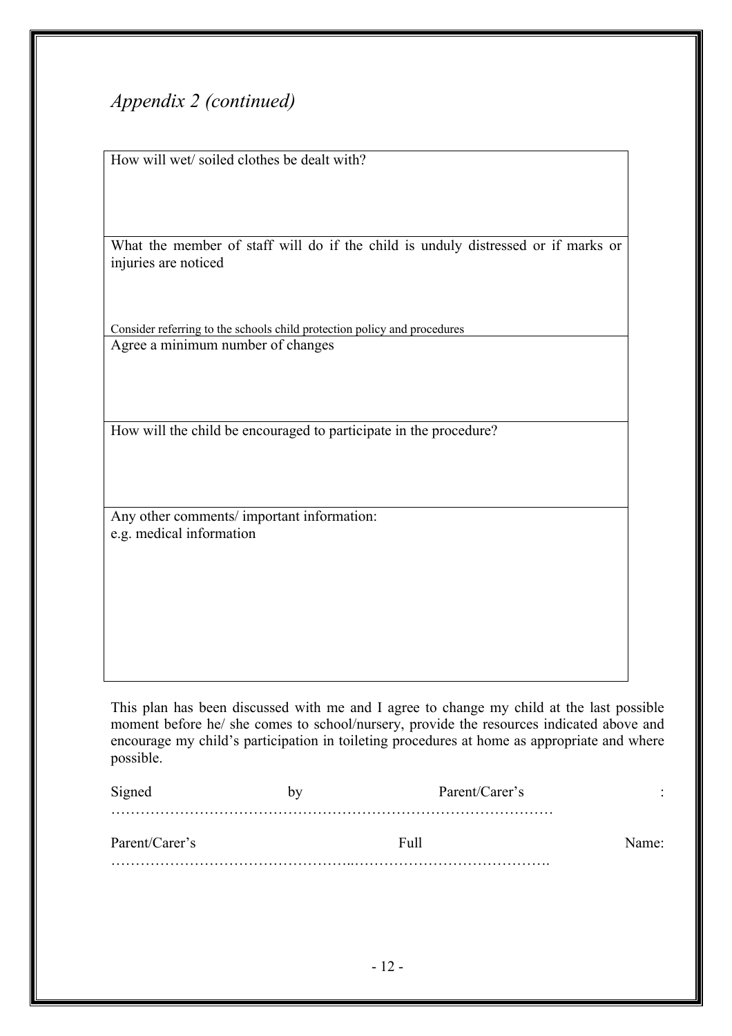*Appendix 2 (continued)*

| How will wet/ soiled clothes be dealt with? |
| --- |
| What the member of staff will do if the child is unduly distressed or if marks or injuries are noticed<br><br>Consider referring to the schools child protection policy and procedures |
| Agree a minimum number of changes |
| How will the child be encouraged to participate in the procedure? |
| Any other comments/ important information:<br>e.g. medical information |

This plan has been discussed with me and I agree to change my child at the last possible moment before he/ she comes to school/nursery, provide the resources indicated above and encourage my child's participation in toileting procedures at home as appropriate and where possible.

Signed by Parent/Carer's : ………………………………………………………………………………

Parent/Carer's Full Name: ………………………………………..………………………………….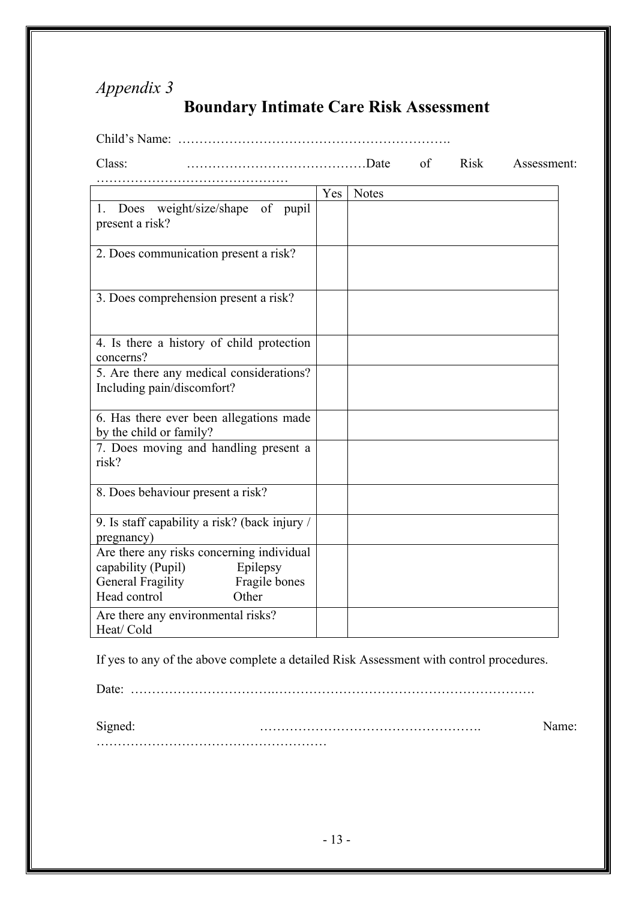*Appendix 3*

# Boundary Intimate Care Risk Assessment

Child's Name: ……………………………………………………….

Class: ……………………………………Date of Risk Assessment: ………………………………………

| | Yes | Notes |
|---|---|---|
| 1. Does weight/size/shape of pupil present a risk? | | |
| 2. Does communication present a risk? | | |
| 3. Does comprehension present a risk? | | |
| 4. Is there a history of child protection concerns? | | |
| 5. Are there any medical considerations? Including pain/discomfort? | | |
| 6. Has there ever been allegations made by the child or family? | | |
| 7. Does moving and handling present a risk? | | |
| 8. Does behaviour present a risk? | | |
| 9. Is staff capability a risk? (back injury / pregnancy) | | |
| Are there any risks concerning individual capability (Pupil) Epilepsy General Fragility Fragile bones Head control Other | | |
| Are there any environmental risks? Heat/ Cold | | |

If yes to any of the above complete a detailed Risk Assessment with control procedures.

Date: …………………………….…………………………………………………….

Signed: ……………………………………………. Name: ………………………………………………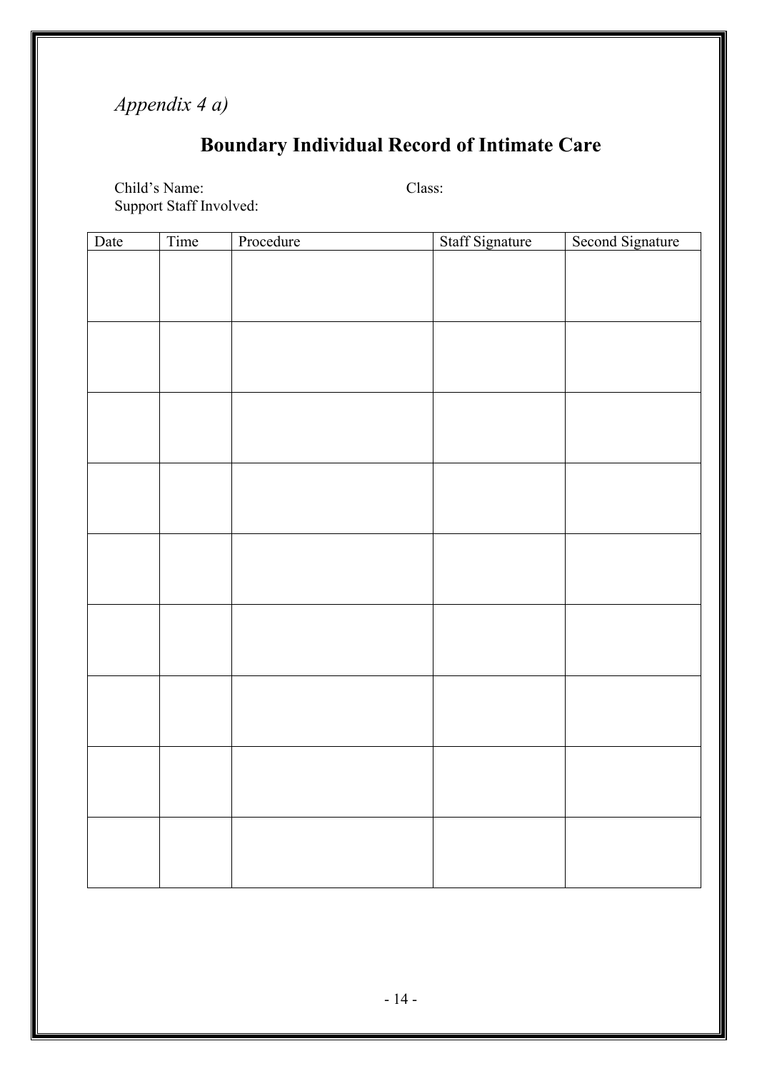*Appendix 4 a)*

# Boundary Individual Record of Intimate Care

Child's Name: Class:
Support Staff Involved:

| Date | Time | Procedure | Staff Signature | Second Signature |
|---|---|---|---|---|
| | | | | |
| | | | | |
| | | | | |
| | | | | |
| | | | | |
| | | | | |
| | | | | |
| | | | | |
| | | | | |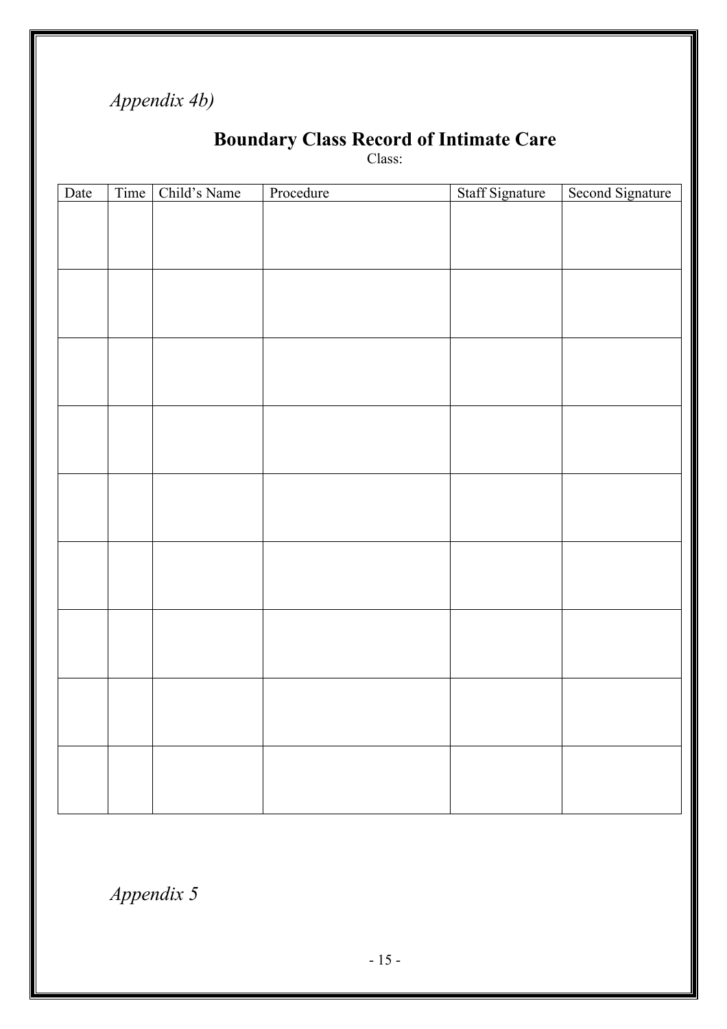*Appendix 4b)*

## Boundary Class Record of Intimate Care

Class:

| Date | Time | Child's Name | Procedure | Staff Signature | Second Signature |
|---|---|---|---|---|---|
| | | | | | |
| | | | | | |
| | | | | | |
| | | | | | |
| | | | | | |
| | | | | | |
| | | | | | |
| | | | | | |
| | | | | | |

*Appendix 5*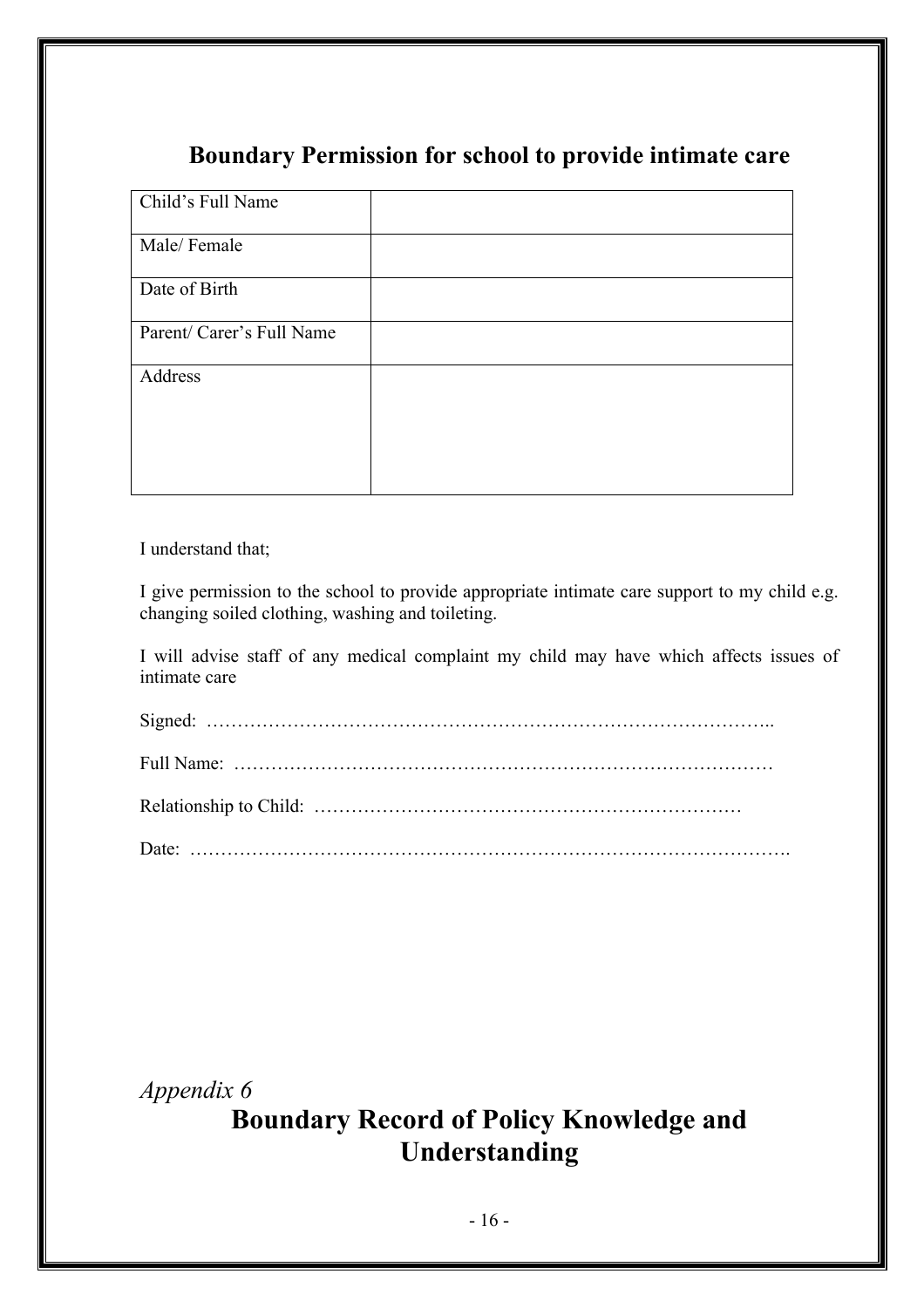## Boundary Permission for school to provide intimate care

| Child's Full Name | |
|---|---|
| Male/ Female | |
| Date of Birth | |
| Parent/ Carer's Full Name | |
| Address | |

I understand that;

I give permission to the school to provide appropriate intimate care support to my child e.g. changing soiled clothing, washing and toileting.

I will advise staff of any medical complaint my child may have which affects issues of intimate care

Signed: ………………………………………………………………………………..

Full Name: ……………………………………………………………………………

Relationship to Child: ……………………………………………………………

Date: ………………………………………………………………………………….

*Appendix 6*

## Boundary Record of Policy Knowledge and Understanding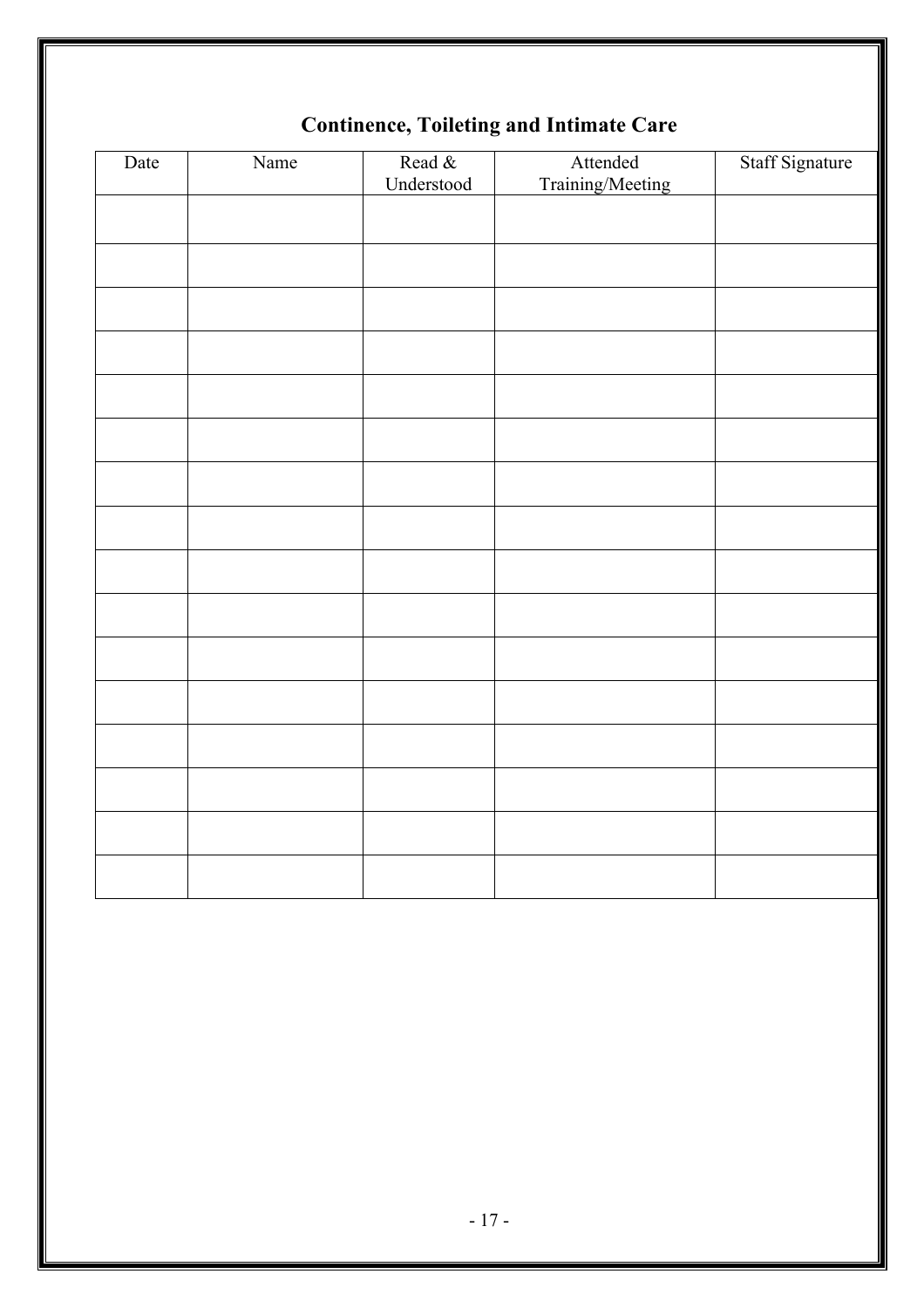## Continence, Toileting and Intimate Care

| Date | Name | Read & Understood | Attended Training/Meeting | Staff Signature |
|---|---|---|---|---|
| | | | | |
| | | | | |
| | | | | |
| | | | | |
| | | | | |
| | | | | |
| | | | | |
| | | | | |
| | | | | |
| | | | | |
| | | | | |
| | | | | |
| | | | | |
| | | | | |
| | | | | |
| | | | | |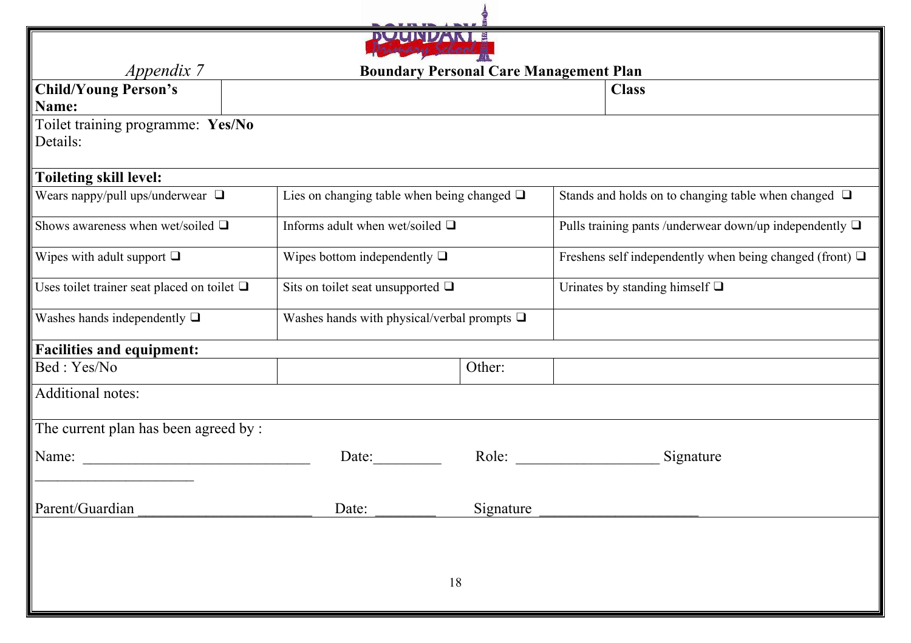*Appendix 7*

## Boundary Personal Care Management Plan

| | | |
|---|---|---|
| **Child/Young Person's Name:** | | **Class** |

Toilet training programme: **Yes/No**
Details:

**Toileting skill level:**

| | | |
|---|---|---|
| Wears nappy/pull ups/underwear ❑ | Lies on changing table when being changed ❑ | Stands and holds on to changing table when changed ❑ |
| Shows awareness when wet/soiled ❑ | Informs adult when wet/soiled ❑ | Pulls training pants /underwear down/up independently ❑ |
| Wipes with adult support ❑ | Wipes bottom independently ❑ | Freshens self independently when being changed (front) ❑ |
| Uses toilet trainer seat placed on toilet ❑ | Sits on toilet seat unsupported ❑ | Urinates by standing himself ❑ |
| Washes hands independently ❑ | Washes hands with physical/verbal prompts ❑ | |

**Facilities and equipment:**

| | | | |
|---|---|---|---|
| Bed : Yes/No | | Other: | |

Additional notes:

The current plan has been agreed by :

Name: ______________________________ Date:_________ Role: ___________________ Signature _____________________

Parent/Guardian _______________________ Date: ________ Signature _____________________